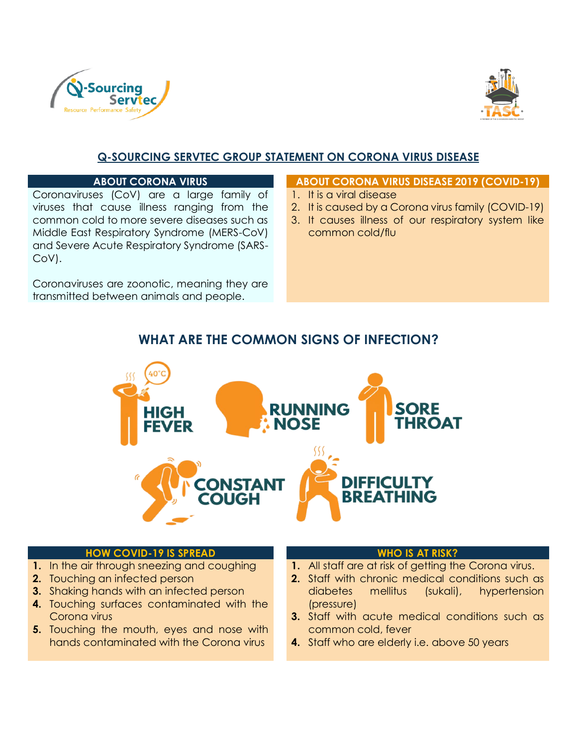# Q-SOURCING SERVTEC GROUP STATEMENT ON CORONA VIRUS DISEASE

## ABOUT CORONA VIRUS

Coronaviruses (CoV) are a large family of viruses that cause illness ranging from the common cold to more severe diseases such as Middle East Respiratory Syndrome (MERS-CoV) and Severe Acute Respiratory Syndrome (SARS-CoV).

Coronaviruses are zoonotic, meaning they are transmitted between animals and people.

## ABOUT CORONA VIRUS DISEASE 2019 (COVID-19)

1. It is a viral disease
2. It is caused by a Corona virus family (COVID-19)
3. It causes illness of our respiratory system like common cold/flu

## WHAT ARE THE COMMON SIGNS OF INFECTION?

- HIGH FEVER (40°C)
- RUNNING NOSE
- SORE THROAT
- CONSTANT COUGH
- DIFFICULTY BREATHING

## HOW COVID-19 IS SPREAD

1. In the air through sneezing and coughing
2. Touching an infected person
3. Shaking hands with an infected person
4. Touching surfaces contaminated with the Corona virus
5. Touching the mouth, eyes and nose with hands contaminated with the Corona virus

## WHO IS AT RISK?

1. All staff are at risk of getting the Corona virus.
2. Staff with chronic medical conditions such as diabetes mellitus (sukali), hypertension (pressure)
3. Staff with acute medical conditions such as common cold, fever
4. Staff who are elderly i.e. above 50 years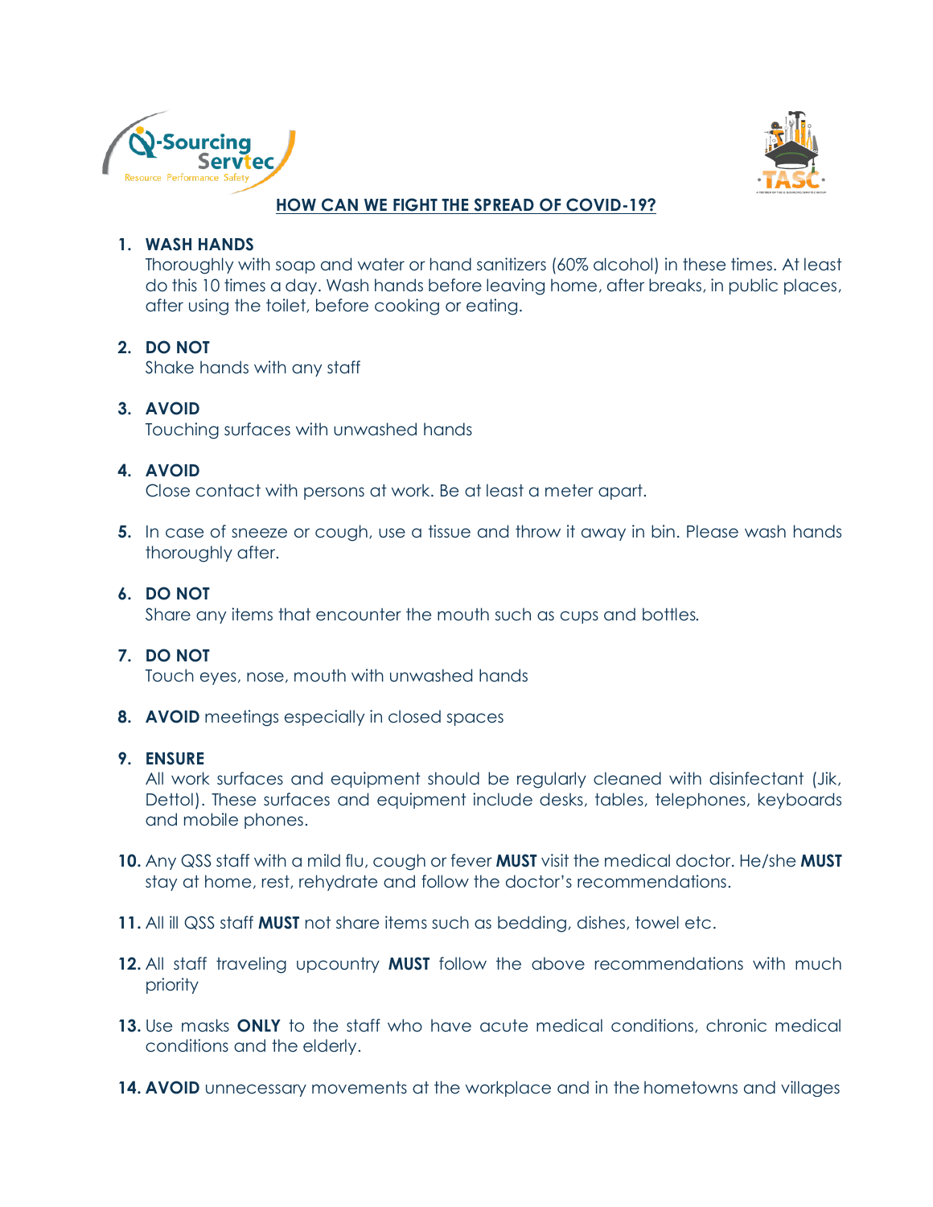## HOW CAN WE FIGHT THE SPREAD OF COVID-19?

1. **WASH HANDS**
   Thoroughly with soap and water or hand sanitizers (60% alcohol) in these times. At least do this 10 times a day. Wash hands before leaving home, after breaks, in public places, after using the toilet, before cooking or eating.

2. **DO NOT**
   Shake hands with any staff

3. **AVOID**
   Touching surfaces with unwashed hands

4. **AVOID**
   Close contact with persons at work. Be at least a meter apart.

5. In case of sneeze or cough, use a tissue and throw it away in bin. Please wash hands thoroughly after.

6. **DO NOT**
   Share any items that encounter the mouth such as cups and bottles.

7. **DO NOT**
   Touch eyes, nose, mouth with unwashed hands

8. **AVOID** meetings especially in closed spaces

9. **ENSURE**
   All work surfaces and equipment should be regularly cleaned with disinfectant (Jik, Dettol). These surfaces and equipment include desks, tables, telephones, keyboards and mobile phones.

10. Any QSS staff with a mild flu, cough or fever **MUST** visit the medical doctor. He/she **MUST** stay at home, rest, rehydrate and follow the doctor's recommendations.

11. All ill QSS staff **MUST** not share items such as bedding, dishes, towel etc.

12. All staff traveling upcountry **MUST** follow the above recommendations with much priority

13. Use masks **ONLY** to the staff who have acute medical conditions, chronic medical conditions and the elderly.

14. **AVOID** unnecessary movements at the workplace and in the hometowns and villages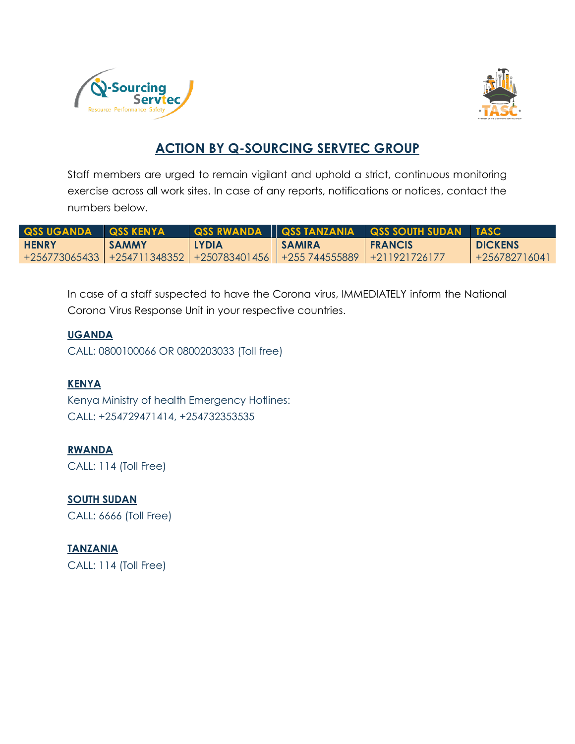## ACTION BY Q-SOURCING SERVTEC GROUP

Staff members are urged to remain vigilant and uphold a strict, continuous monitoring exercise across all work sites. In case of any reports, notifications or notices, contact the numbers below.

| QSS UGANDA | QSS KENYA | QSS RWANDA | QSS TANZANIA | QSS SOUTH SUDAN | TASC |
|---|---|---|---|---|---|
| **HENRY** +256773065433 | **SAMMY** +254711348352 | **LYDIA** +250783401456 | **SAMIRA** +255 744555889 | **FRANCIS** +211921726177 | **DICKENS** +256782716041 |

In case of a staff suspected to have the Corona virus, IMMEDIATELY inform the National Corona Virus Response Unit in your respective countries.

**UGANDA**

CALL: 0800100066 OR 0800203033 (Toll free)

**KENYA**

Kenya Ministry of health Emergency Hotlines:
CALL: +254729471414, +254732353535

**RWANDA**

CALL: 114 (Toll Free)

**SOUTH SUDAN**

CALL: 6666 (Toll Free)

**TANZANIA**

CALL: 114 (Toll Free)